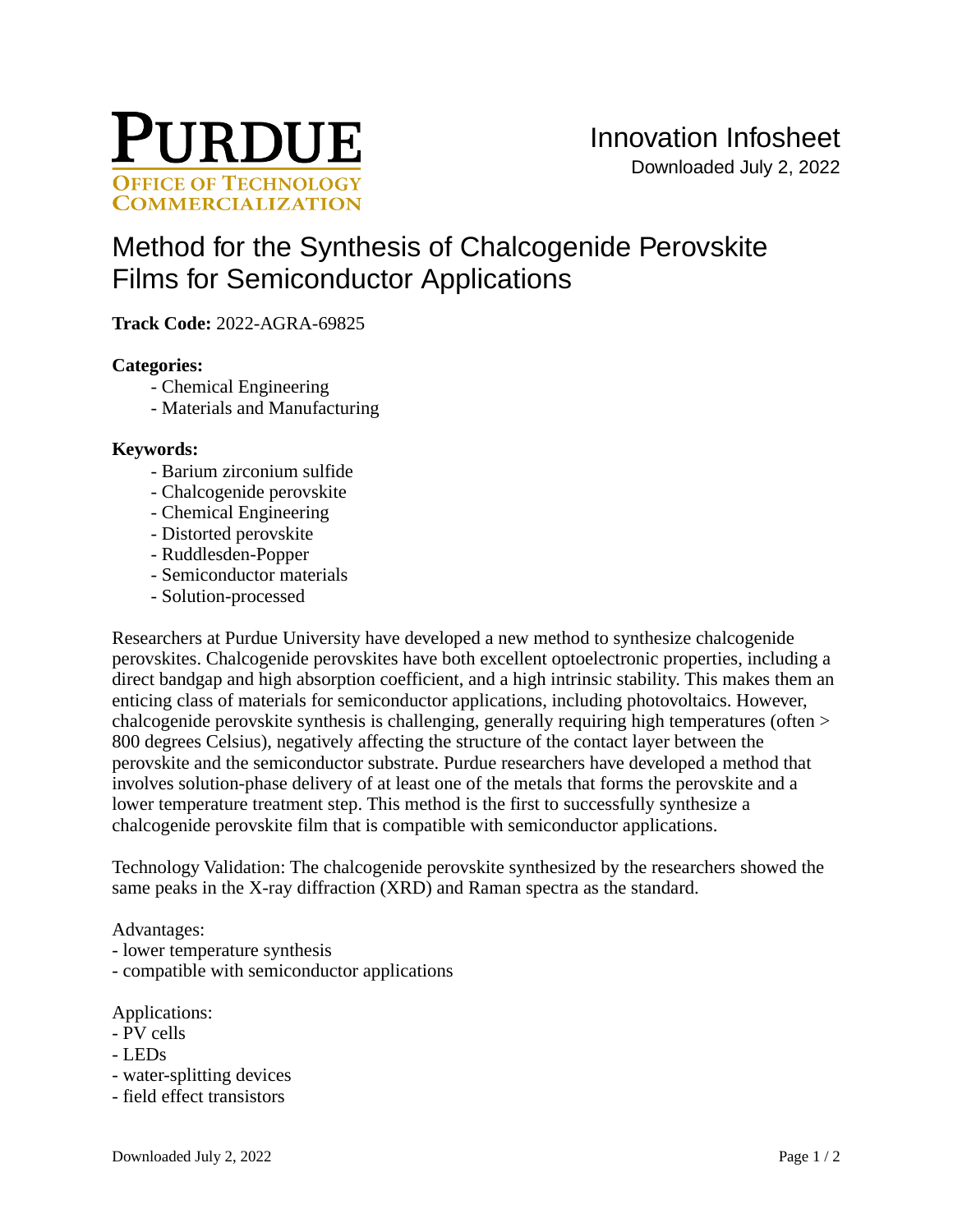# Method for the Synthesis of Chalcogenide Perovskite Films for Semiconductor Applications

**Track Code:** 2022-AGRA-69825

**Categories:**

- Chemical Engineering
- Materials and Manufacturing

**Keywords:**

- Barium zirconium sulfide
- Chalcogenide perovskite
- Chemical Engineering
- Distorted perovskite
- Ruddlesden-Popper
- Semiconductor materials
- Solution-processed

Researchers at Purdue University have developed a new method to synthesize chalcogenide perovskites. Chalcogenide perovskites have both excellent optoelectronic properties, including a direct bandgap and high absorption coefficient, and a high intrinsic stability. This makes them an enticing class of materials for semiconductor applications, including photovoltaics. However, chalcogenide perovskite synthesis is challenging, generally requiring high temperatures (often > 800 degrees Celsius), negatively affecting the structure of the contact layer between the perovskite and the semiconductor substrate. Purdue researchers have developed a method that involves solution-phase delivery of at least one of the metals that forms the perovskite and a lower temperature treatment step. This method is the first to successfully synthesize a chalcogenide perovskite film that is compatible with semiconductor applications.

Technology Validation: The chalcogenide perovskite synthesized by the researchers showed the same peaks in the X-ray diffraction (XRD) and Raman spectra as the standard.

Advantages:
- lower temperature synthesis
- compatible with semiconductor applications

Applications:
- PV cells
- LEDs
- water-splitting devices
- field effect transistors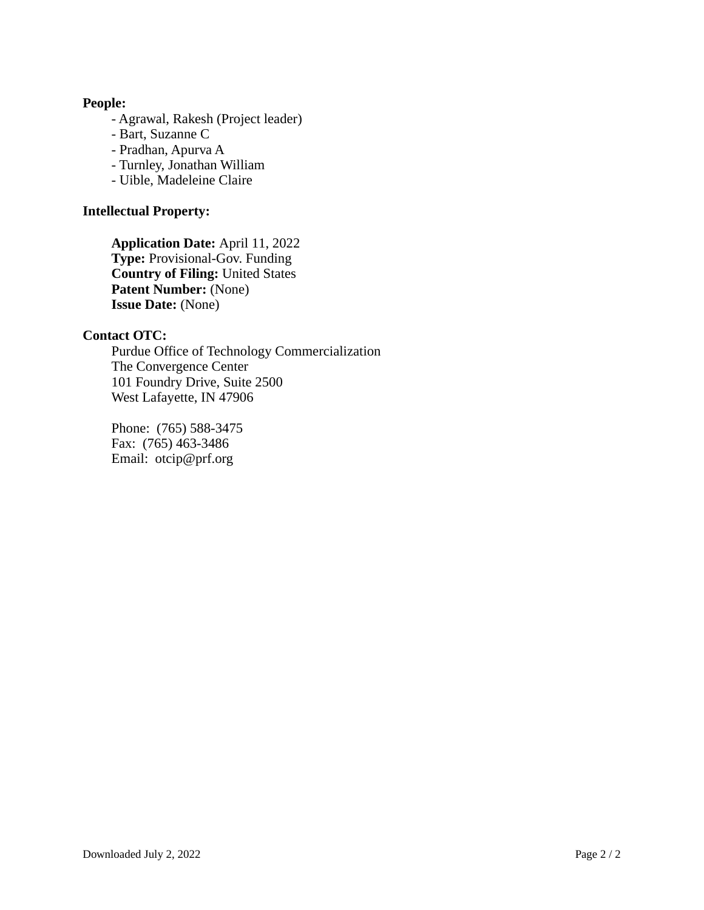**People:**

- Agrawal, Rakesh (Project leader)
- Bart, Suzanne C
- Pradhan, Apurva A
- Turnley, Jonathan William
- Uible, Madeleine Claire

**Intellectual Property:**

**Application Date:** April 11, 2022
**Type:** Provisional-Gov. Funding
**Country of Filing:** United States
**Patent Number:** (None)
**Issue Date:** (None)

**Contact OTC:**

Purdue Office of Technology Commercialization
The Convergence Center
101 Foundry Drive, Suite 2500
West Lafayette, IN 47906

Phone: (765) 588-3475
Fax: (765) 463-3486
Email: otcip@prf.org

Downloaded July 2, 2022